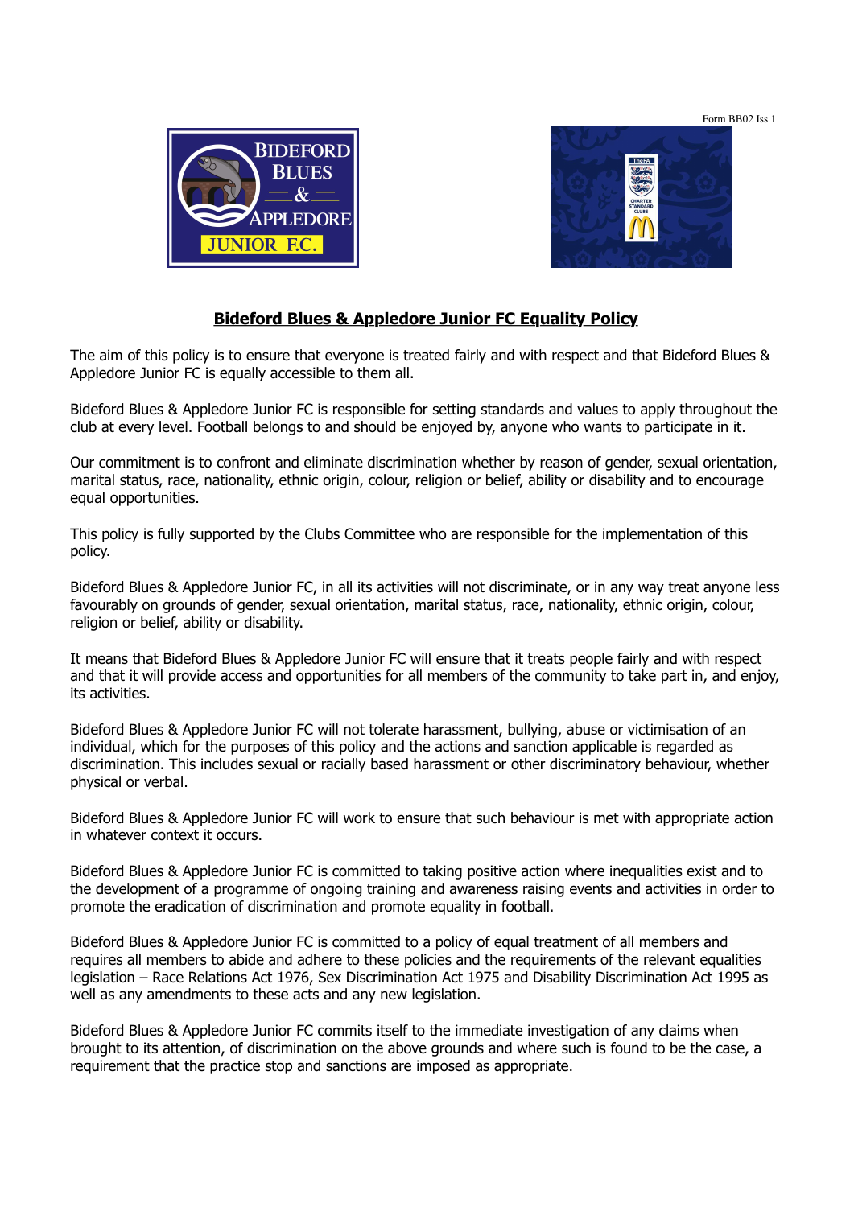Form BB02 Iss 1

# Bideford Blues & Appledore Junior FC Equality Policy

The aim of this policy is to ensure that everyone is treated fairly and with respect and that Bideford Blues & Appledore Junior FC is equally accessible to them all.

Bideford Blues & Appledore Junior FC is responsible for setting standards and values to apply throughout the club at every level. Football belongs to and should be enjoyed by, anyone who wants to participate in it.

Our commitment is to confront and eliminate discrimination whether by reason of gender, sexual orientation, marital status, race, nationality, ethnic origin, colour, religion or belief, ability or disability and to encourage equal opportunities.

This policy is fully supported by the Clubs Committee who are responsible for the implementation of this policy.

Bideford Blues & Appledore Junior FC, in all its activities will not discriminate, or in any way treat anyone less favourably on grounds of gender, sexual orientation, marital status, race, nationality, ethnic origin, colour, religion or belief, ability or disability.

It means that Bideford Blues & Appledore Junior FC will ensure that it treats people fairly and with respect and that it will provide access and opportunities for all members of the community to take part in, and enjoy, its activities.

Bideford Blues & Appledore Junior FC will not tolerate harassment, bullying, abuse or victimisation of an individual, which for the purposes of this policy and the actions and sanction applicable is regarded as discrimination. This includes sexual or racially based harassment or other discriminatory behaviour, whether physical or verbal.

Bideford Blues & Appledore Junior FC will work to ensure that such behaviour is met with appropriate action in whatever context it occurs.

Bideford Blues & Appledore Junior FC is committed to taking positive action where inequalities exist and to the development of a programme of ongoing training and awareness raising events and activities in order to promote the eradication of discrimination and promote equality in football.

Bideford Blues & Appledore Junior FC is committed to a policy of equal treatment of all members and requires all members to abide and adhere to these policies and the requirements of the relevant equalities legislation – Race Relations Act 1976, Sex Discrimination Act 1975 and Disability Discrimination Act 1995 as well as any amendments to these acts and any new legislation.

Bideford Blues & Appledore Junior FC commits itself to the immediate investigation of any claims when brought to its attention, of discrimination on the above grounds and where such is found to be the case, a requirement that the practice stop and sanctions are imposed as appropriate.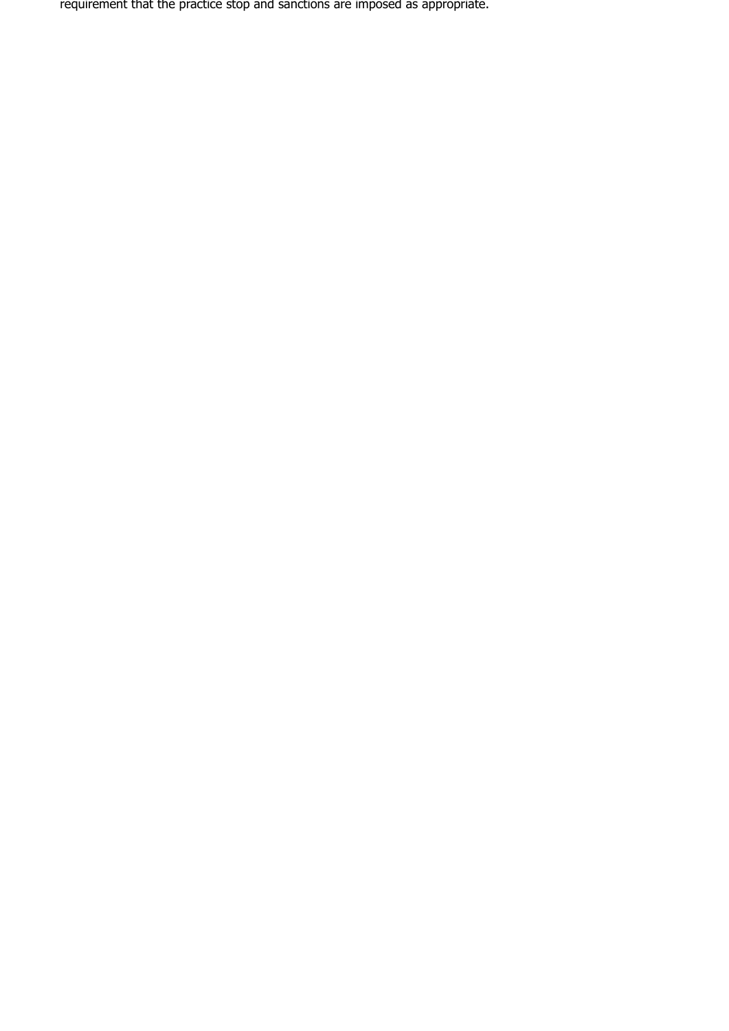requirement that the practice stop and sanctions are imposed as appropriate.